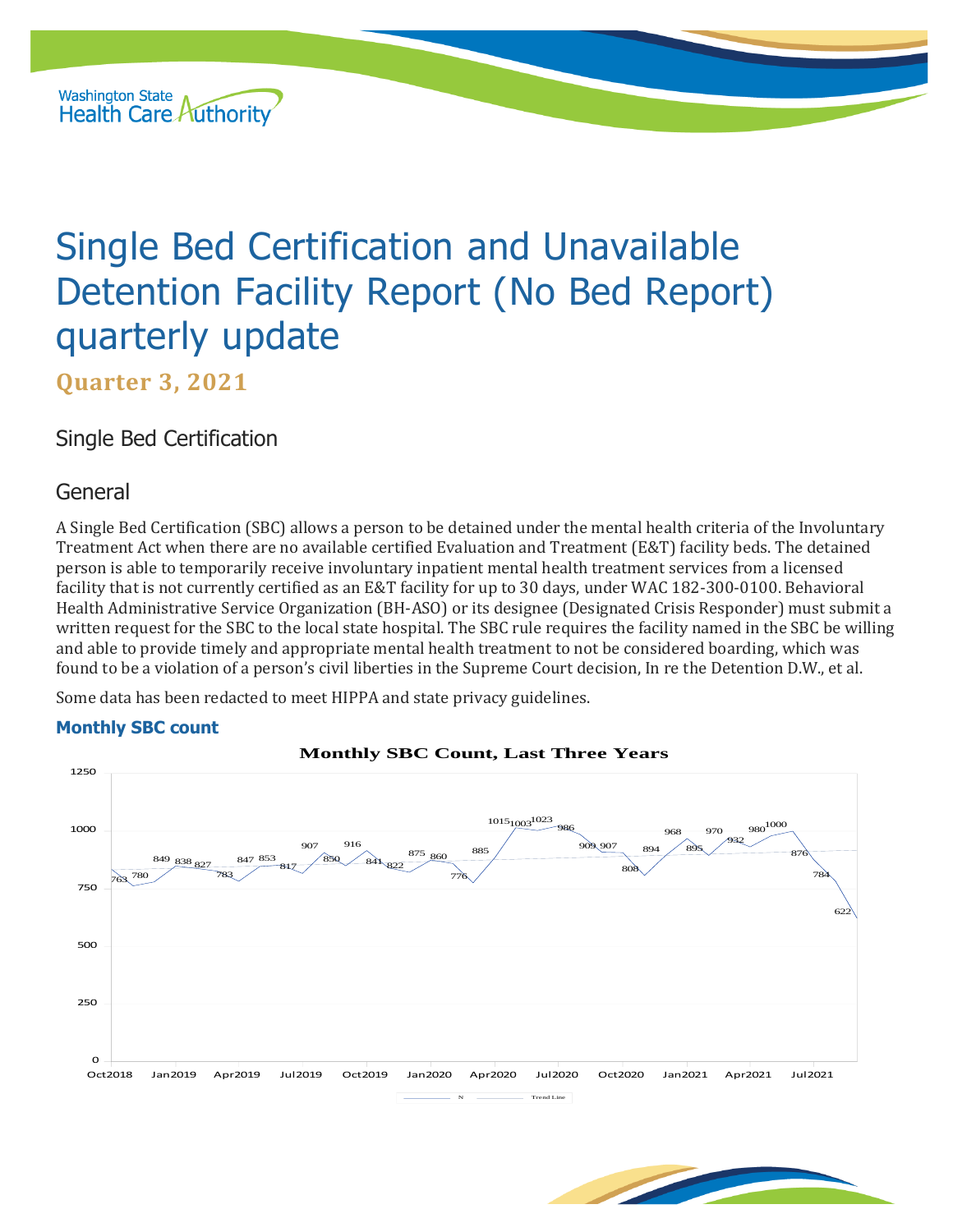Washington State Health Care Authority

# Single Bed Certification and Unavailable Detention Facility Report (No Bed Report) quarterly update

**Quarter 3, 2021**

## Single Bed Certification

### General

A Single Bed Certification (SBC) allows a person to be detained under the mental health criteria of the Involuntary Treatment Act when there are no available certified Evaluation and Treatment (E&T) facility beds. The detained person is able to temporarily receive involuntary inpatient mental health treatment services from a licensed facility that is not currently certified as an E&T facility for up to 30 days, under WAC 182-300-0100. Behavioral Health Administrative Service Organization (BH-ASO) or its designee (Designated Crisis Responder) must submit a written request for the SBC to the local state hospital. The SBC rule requires the facility named in the SBC be willing and able to provide timely and appropriate mental health treatment to not be considered boarding, which was found to be a violation of a person's civil liberties in the Supreme Court decision, In re the Detention D.W., et al.

Some data has been redacted to meet HIPPA and state privacy guidelines.

#### Monthly SBC count

Monthly SBC Count, Last Three Years

| Month | N |
|---|---|
| Oct2018 | 763 |
| Nov2018 | 780 |
| Dec2018 | 849 |
| Jan2019 | 838 |
| Feb2019 | 827 |
| Mar2019 | 783 |
| Apr2019 | 847 |
| May2019 | 853 |
| Jun2019 | 817 |
| Jul2019 | 907 |
| Aug2019 | 850 |
| Sep2019 | 916 |
| Oct2019 | 841 |
| Nov2019 | 822 |
| Dec2019 | 875 |
| Jan2020 | 860 |
| Feb2020 | 776 |
| Mar2020 | 885 |
| Apr2020 | 1015 |
| May2020 | 1003 |
| Jun2020 | 1023 |
| Jul2020 | 986 |
| Aug2020 | 909 |
| Sep2020 | 907 |
| Oct2020 | 808 |
| Nov2020 | 894 |
| Dec2020 | 968 |
| Jan2021 | 895 |
| Feb2021 | 970 |
| Mar2021 | 932 |
| Apr2021 | 980 |
| May2021 | 1000 |
| Jun2021 | 876 |
| Jul2021 | 784 |
| Aug2021 | 622 |

Legend: N, Trend Line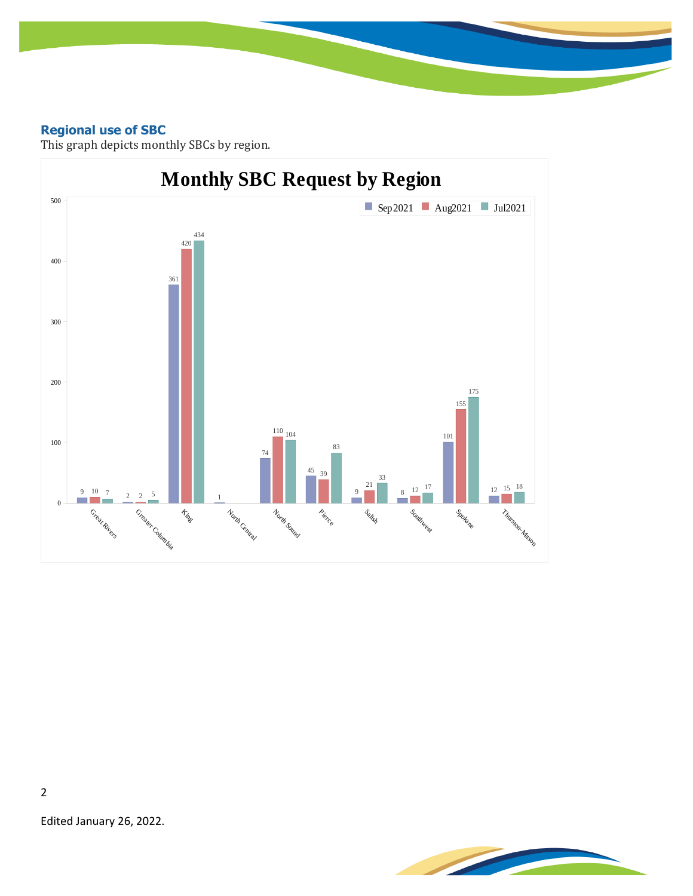## Regional use of SBC

This graph depicts monthly SBCs by region.

**Monthly SBC Request by Region**

| Region | Sep2021 | Aug2021 | Jul2021 |
|---|---|---|---|
| Great Rivers | 9 | 10 | 7 |
| Greater Columbia | 2 | 2 | 5 |
| King | 361 | 420 | 434 |
| North Central | 1 | | |
| North Sound | 74 | 110 | 104 |
| Pierce | 45 | 39 | 83 |
| Salish | 9 | 21 | 33 |
| Southwest | 8 | 12 | 17 |
| Spokane | 101 | 155 | 175 |
| Thurston-Mason | 12 | 15 | 18 |

Edited January 26, 2022.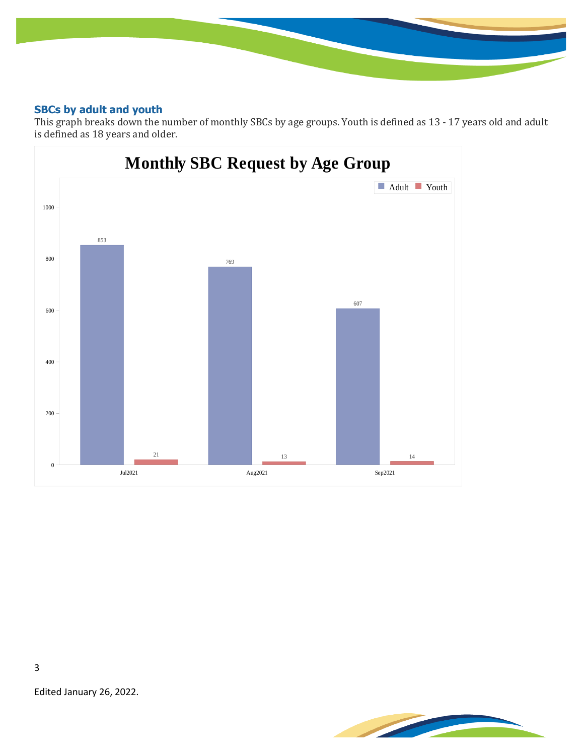### SBCs by adult and youth

This graph breaks down the number of monthly SBCs by age groups. Youth is defined as 13 - 17 years old and adult is defined as 18 years and older.

**Monthly SBC Request by Age Group**

| Month | Adult | Youth |
| --- | --- | --- |
| Jul2021 | 853 | 21 |
| Aug2021 | 769 | 13 |
| Sep2021 | 607 | 14 |

Edited January 26, 2022.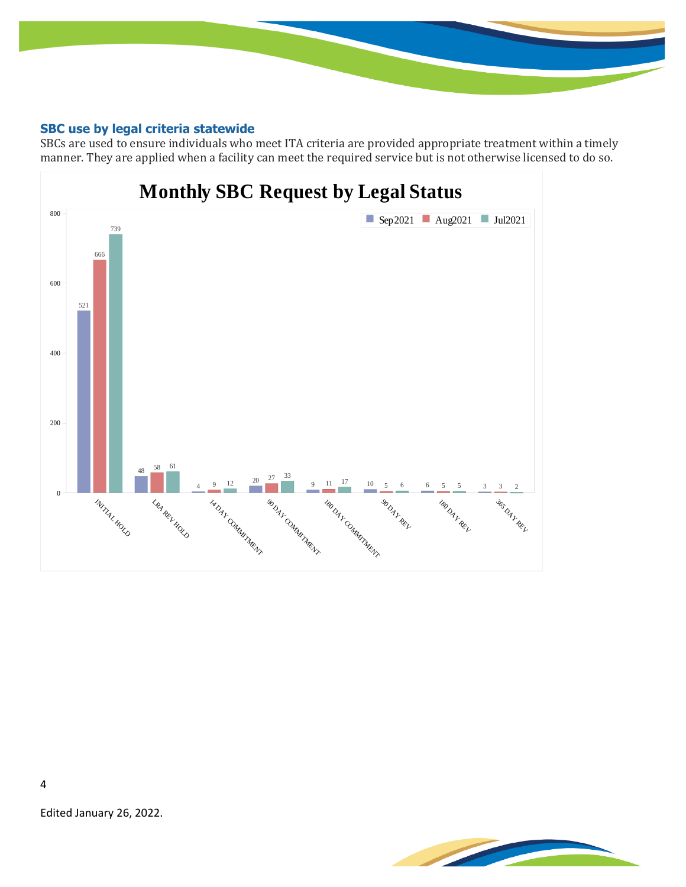## SBC use by legal criteria statewide

SBCs are used to ensure individuals who meet ITA criteria are provided appropriate treatment within a timely manner. They are applied when a facility can meet the required service but is not otherwise licensed to do so.

**Monthly SBC Request by Legal Status**

| Legal Status | Sep2021 | Aug2021 | Jul2021 |
|---|---|---|---|
| INITIAL HOLD | 521 | 666 | 739 |
| LRA REV HOLD | 48 | 58 | 61 |
| 14 DAY COMMITMENT | 4 | 9 | 12 |
| 90 DAY COMMITMENT | 20 | 27 | 33 |
| 180 DAY COMMITMENT | 9 | 11 | 17 |
| 90 DAY REV | 10 | 5 | 6 |
| 180 DAY REV | 6 | 5 | 5 |
| 365 DAY REV | 3 | 3 | 2 |

Edited January 26, 2022.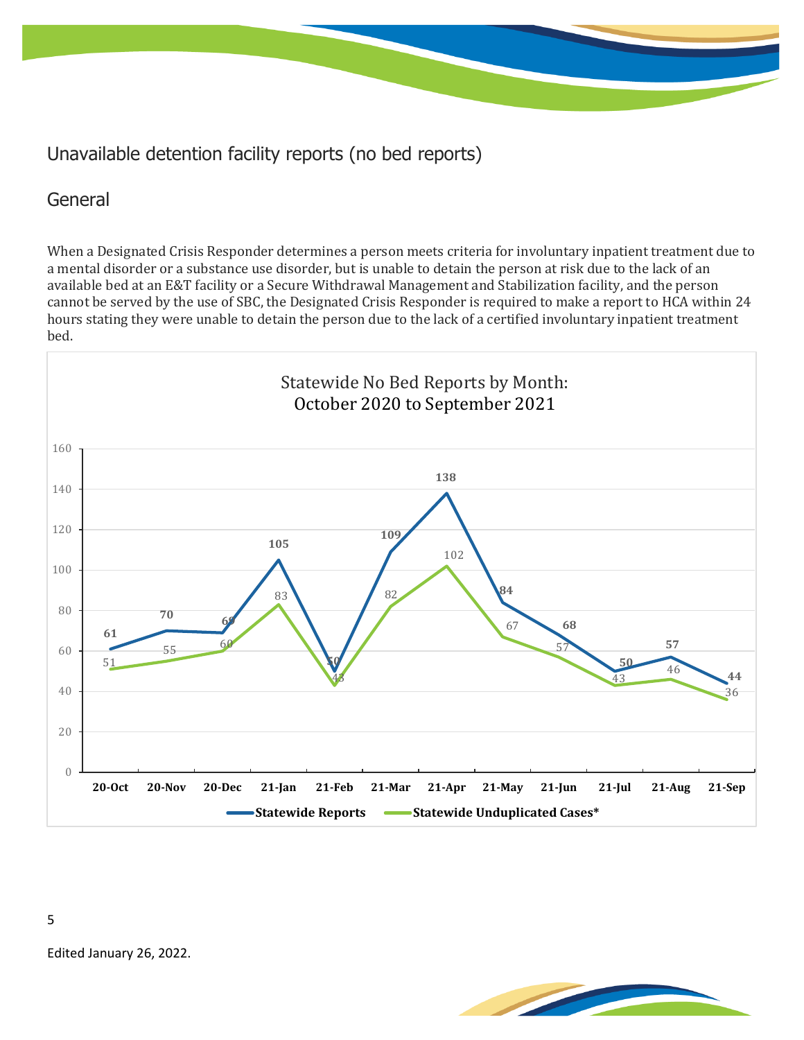# Unavailable detention facility reports (no bed reports)

## General

When a Designated Crisis Responder determines a person meets criteria for involuntary inpatient treatment due to a mental disorder or a substance use disorder, but is unable to detain the person at risk due to the lack of an available bed at an E&T facility or a Secure Withdrawal Management and Stabilization facility, and the person cannot be served by the use of SBC, the Designated Crisis Responder is required to make a report to HCA within 24 hours stating they were unable to detain the person due to the lack of a certified involuntary inpatient treatment bed.

**Statewide No Bed Reports by Month: October 2020 to September 2021**

| Month | Statewide Reports | Statewide Unduplicated Cases* |
|---|---|---|
| 20-Oct | 61 | 51 |
| 20-Nov | 70 | 55 |
| 20-Dec | 69 | 60 |
| 21-Jan | 105 | 83 |
| 21-Feb | 50 | 43 |
| 21-Mar | 109 | 82 |
| 21-Apr | 138 | 102 |
| 21-May | 84 | 67 |
| 21-Jun | 68 | 57 |
| 21-Jul | 50 | 43 |
| 21-Aug | 57 | 46 |
| 21-Sep | 44 | 36 |

Edited January 26, 2022.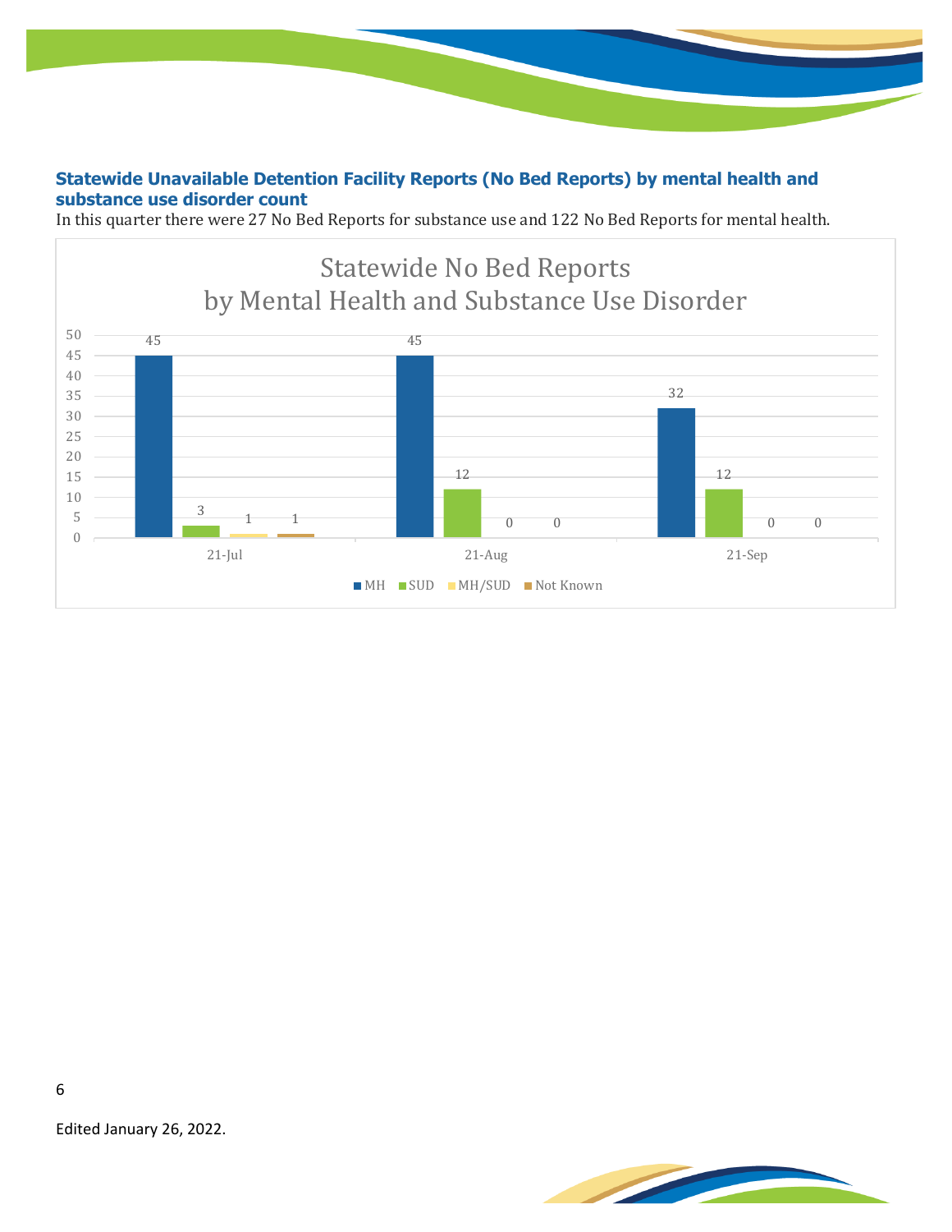## Statewide Unavailable Detention Facility Reports (No Bed Reports) by mental health and substance use disorder count

In this quarter there were 27 No Bed Reports for substance use and 122 No Bed Reports for mental health.

**Statewide No Bed Reports by Mental Health and Substance Use Disorder**

| | MH | SUD | MH/SUD | Not Known |
|---|---|---|---|---|
| 21-Jul | 45 | 3 | 1 | 1 |
| 21-Aug | 45 | 12 | 0 | 0 |
| 21-Sep | 32 | 12 | 0 | 0 |

Edited January 26, 2022.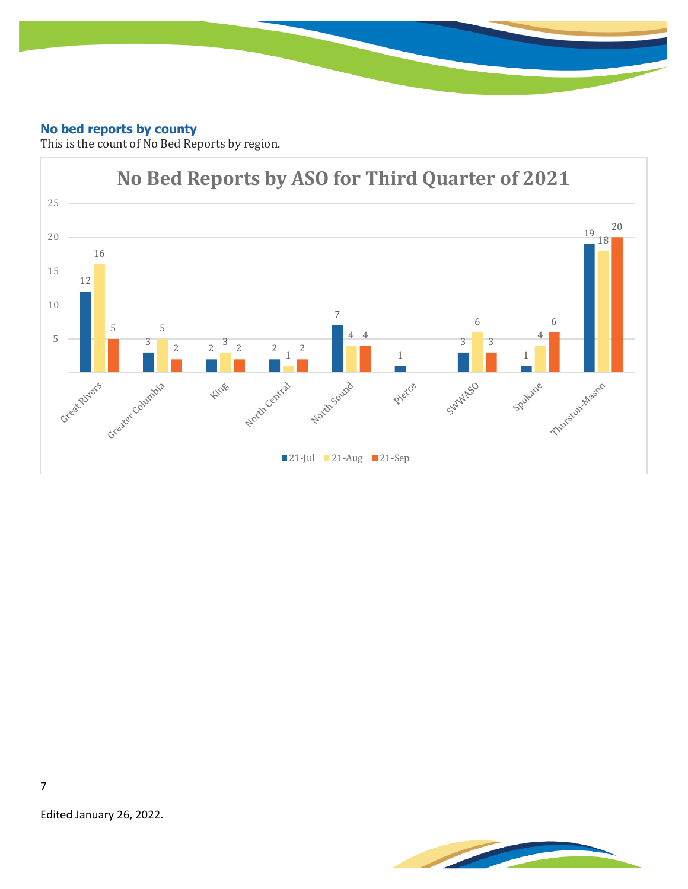### No bed reports by county

This is the count of No Bed Reports by region.

No Bed Reports by ASO for Third Quarter of 2021

25
20
15
10
5

12 16 5
3 5 2
2 3 2
2 1 2
7 4 4
1
3 6 3
1 4 6
19 18 20

Great Rivers
Greater Columbia
King
North Central
North Sound
Pierce
SWWASO
Spokane
Thurston-Mason

21-Jul 21-Aug 21-Sep

Edited January 26, 2022.